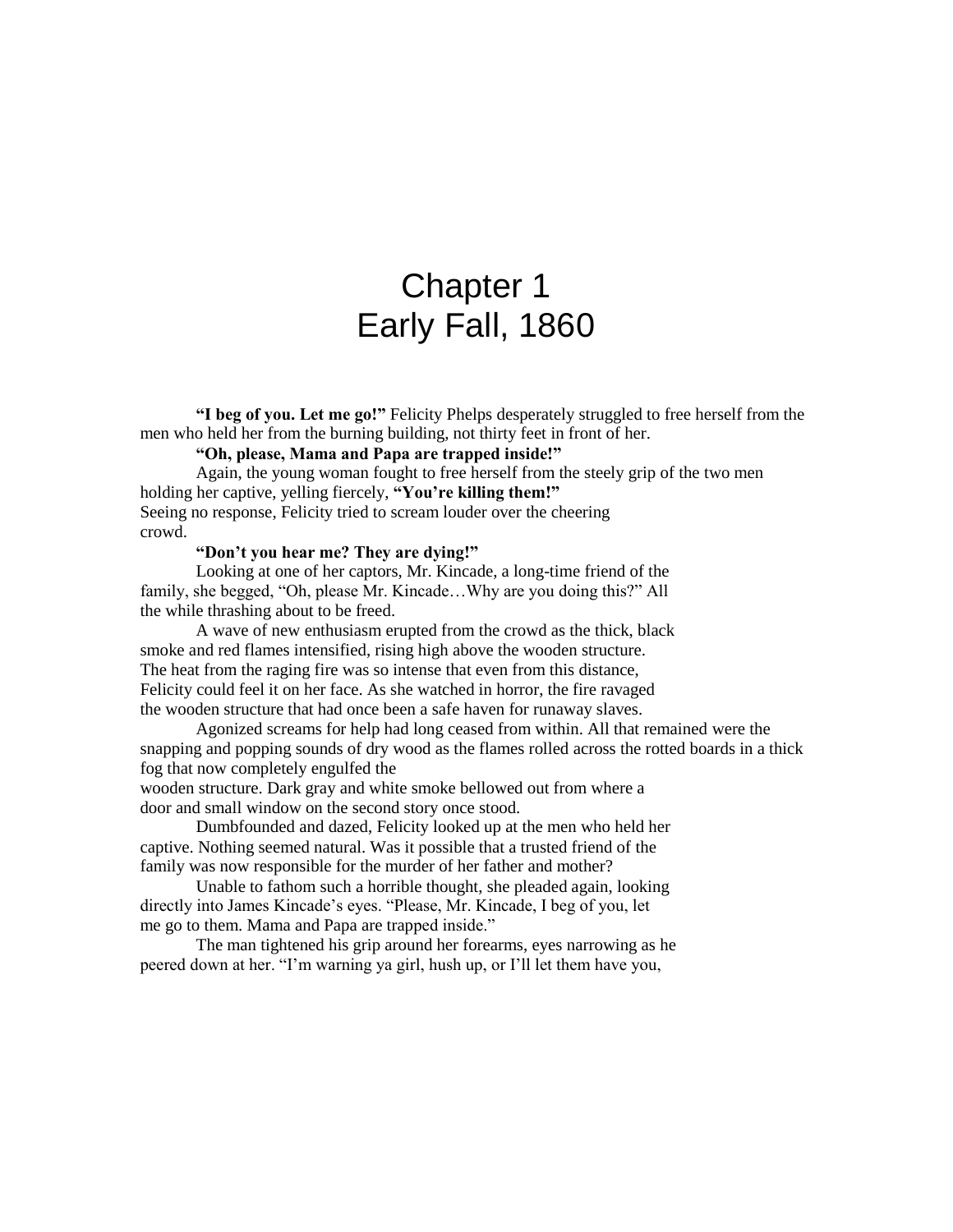# Chapter 1
# Early Fall, 1860

**"I beg of you. Let me go!"** Felicity Phelps desperately struggled to free herself from the men who held her from the burning building, not thirty feet in front of her.

**"Oh, please, Mama and Papa are trapped inside!"**

Again, the young woman fought to free herself from the steely grip of the two men holding her captive, yelling fiercely, **"You're killing them!"**

Seeing no response, Felicity tried to scream louder over the cheering crowd.

**"Don't you hear me? They are dying!"**

Looking at one of her captors, Mr. Kincade, a long-time friend of the family, she begged, "Oh, please Mr. Kincade…Why are you doing this?" All the while thrashing about to be freed.

A wave of new enthusiasm erupted from the crowd as the thick, black smoke and red flames intensified, rising high above the wooden structure. The heat from the raging fire was so intense that even from this distance, Felicity could feel it on her face. As she watched in horror, the fire ravaged the wooden structure that had once been a safe haven for runaway slaves.

Agonized screams for help had long ceased from within. All that remained were the snapping and popping sounds of dry wood as the flames rolled across the rotted boards in a thick fog that now completely engulfed the wooden structure. Dark gray and white smoke bellowed out from where a door and small window on the second story once stood.

Dumbfounded and dazed, Felicity looked up at the men who held her captive. Nothing seemed natural. Was it possible that a trusted friend of the family was now responsible for the murder of her father and mother?

Unable to fathom such a horrible thought, she pleaded again, looking directly into James Kincade's eyes. "Please, Mr. Kincade, I beg of you, let me go to them. Mama and Papa are trapped inside."

The man tightened his grip around her forearms, eyes narrowing as he peered down at her. "I'm warning ya girl, hush up, or I'll let them have you,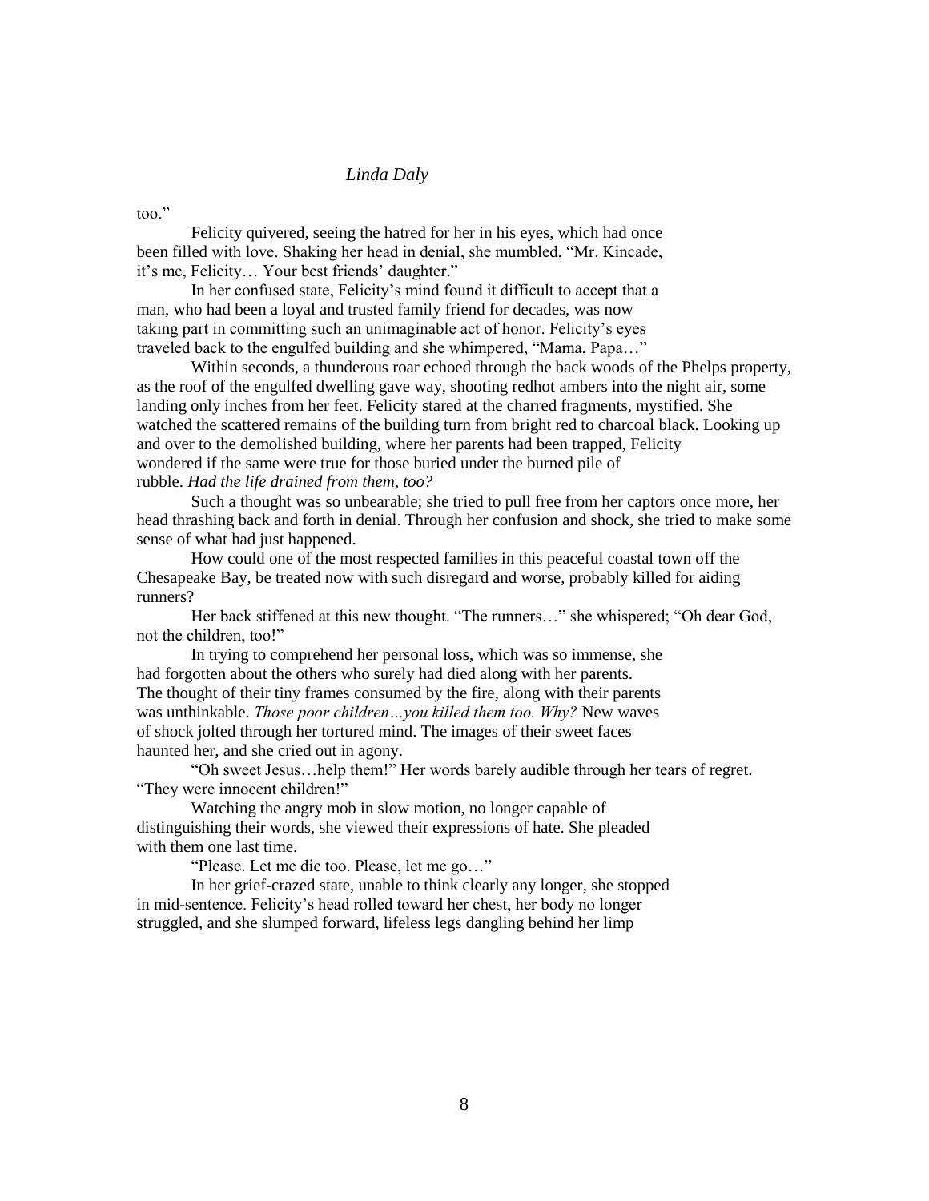too."

Felicity quivered, seeing the hatred for her in his eyes, which had once been filled with love. Shaking her head in denial, she mumbled, "Mr. Kincade, it's me, Felicity… Your best friends' daughter."

In her confused state, Felicity's mind found it difficult to accept that a man, who had been a loyal and trusted family friend for decades, was now taking part in committing such an unimaginable act of honor. Felicity's eyes traveled back to the engulfed building and she whimpered, "Mama, Papa…"

Within seconds, a thunderous roar echoed through the back woods of the Phelps property, as the roof of the engulfed dwelling gave way, shooting redhot ambers into the night air, some landing only inches from her feet. Felicity stared at the charred fragments, mystified. She watched the scattered remains of the building turn from bright red to charcoal black. Looking up and over to the demolished building, where her parents had been trapped, Felicity wondered if the same were true for those buried under the burned pile of rubble. *Had the life drained from them, too?*

Such a thought was so unbearable; she tried to pull free from her captors once more, her head thrashing back and forth in denial. Through her confusion and shock, she tried to make some sense of what had just happened.

How could one of the most respected families in this peaceful coastal town off the Chesapeake Bay, be treated now with such disregard and worse, probably killed for aiding runners?

Her back stiffened at this new thought. "The runners…" she whispered; "Oh dear God, not the children, too!"

In trying to comprehend her personal loss, which was so immense, she had forgotten about the others who surely had died along with her parents. The thought of their tiny frames consumed by the fire, along with their parents was unthinkable. *Those poor children…you killed them too. Why?* New waves of shock jolted through her tortured mind. The images of their sweet faces haunted her, and she cried out in agony.

"Oh sweet Jesus…help them!" Her words barely audible through her tears of regret. "They were innocent children!"

Watching the angry mob in slow motion, no longer capable of distinguishing their words, she viewed their expressions of hate. She pleaded with them one last time.

"Please. Let me die too. Please, let me go…"

In her grief-crazed state, unable to think clearly any longer, she stopped in mid-sentence. Felicity's head rolled toward her chest, her body no longer struggled, and she slumped forward, lifeless legs dangling behind her limp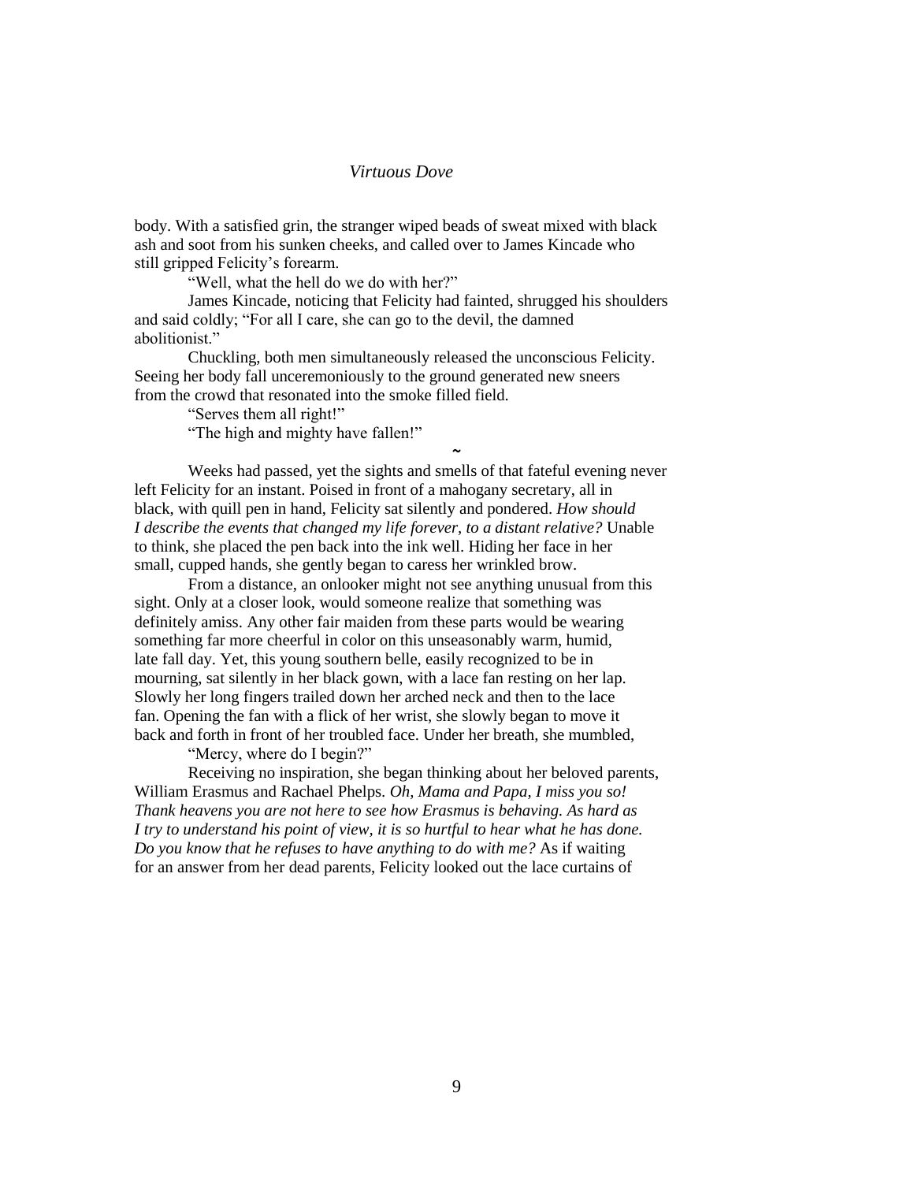body. With a satisfied grin, the stranger wiped beads of sweat mixed with black ash and soot from his sunken cheeks, and called over to James Kincade who still gripped Felicity's forearm.

"Well, what the hell do we do with her?"

James Kincade, noticing that Felicity had fainted, shrugged his shoulders and said coldly; "For all I care, she can go to the devil, the damned abolitionist."

Chuckling, both men simultaneously released the unconscious Felicity. Seeing her body fall unceremoniously to the ground generated new sneers from the crowd that resonated into the smoke filled field.

"Serves them all right!"

"The high and mighty have fallen!"

~

Weeks had passed, yet the sights and smells of that fateful evening never left Felicity for an instant. Poised in front of a mahogany secretary, all in black, with quill pen in hand, Felicity sat silently and pondered. *How should I describe the events that changed my life forever, to a distant relative?* Unable to think, she placed the pen back into the ink well. Hiding her face in her small, cupped hands, she gently began to caress her wrinkled brow.

From a distance, an onlooker might not see anything unusual from this sight. Only at a closer look, would someone realize that something was definitely amiss. Any other fair maiden from these parts would be wearing something far more cheerful in color on this unseasonably warm, humid, late fall day. Yet, this young southern belle, easily recognized to be in mourning, sat silently in her black gown, with a lace fan resting on her lap. Slowly her long fingers trailed down her arched neck and then to the lace fan. Opening the fan with a flick of her wrist, she slowly began to move it back and forth in front of her troubled face. Under her breath, she mumbled,

"Mercy, where do I begin?"

Receiving no inspiration, she began thinking about her beloved parents, William Erasmus and Rachael Phelps. *Oh, Mama and Papa, I miss you so! Thank heavens you are not here to see how Erasmus is behaving. As hard as I try to understand his point of view, it is so hurtful to hear what he has done. Do you know that he refuses to have anything to do with me?* As if waiting for an answer from her dead parents, Felicity looked out the lace curtains of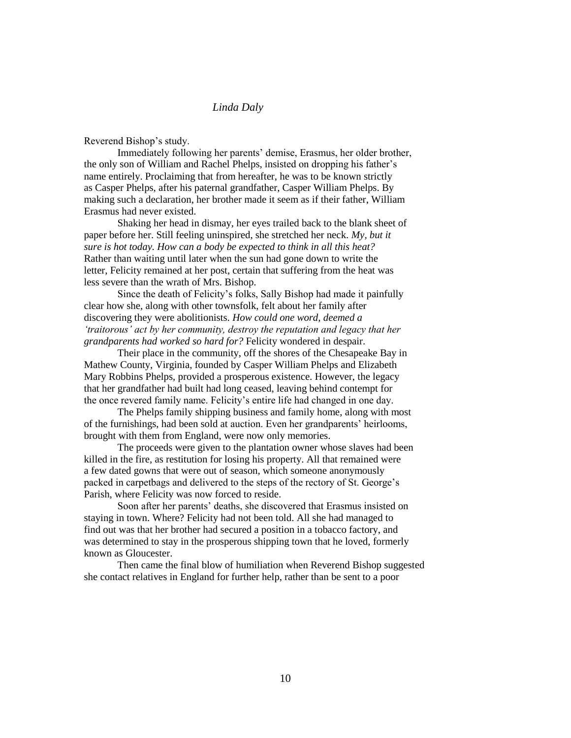Reverend Bishop's study.

Immediately following her parents' demise, Erasmus, her older brother, the only son of William and Rachel Phelps, insisted on dropping his father's name entirely. Proclaiming that from hereafter, he was to be known strictly as Casper Phelps, after his paternal grandfather, Casper William Phelps. By making such a declaration, her brother made it seem as if their father, William Erasmus had never existed.

Shaking her head in dismay, her eyes trailed back to the blank sheet of paper before her. Still feeling uninspired, she stretched her neck. *My, but it sure is hot today. How can a body be expected to think in all this heat?* Rather than waiting until later when the sun had gone down to write the letter, Felicity remained at her post, certain that suffering from the heat was less severe than the wrath of Mrs. Bishop.

Since the death of Felicity's folks, Sally Bishop had made it painfully clear how she, along with other townsfolk, felt about her family after discovering they were abolitionists. *How could one word, deemed a 'traitorous' act by her community, destroy the reputation and legacy that her grandparents had worked so hard for?* Felicity wondered in despair.

Their place in the community, off the shores of the Chesapeake Bay in Mathew County, Virginia, founded by Casper William Phelps and Elizabeth Mary Robbins Phelps, provided a prosperous existence. However, the legacy that her grandfather had built had long ceased, leaving behind contempt for the once revered family name. Felicity's entire life had changed in one day.

The Phelps family shipping business and family home, along with most of the furnishings, had been sold at auction. Even her grandparents' heirlooms, brought with them from England, were now only memories.

The proceeds were given to the plantation owner whose slaves had been killed in the fire, as restitution for losing his property. All that remained were a few dated gowns that were out of season, which someone anonymously packed in carpetbags and delivered to the steps of the rectory of St. George's Parish, where Felicity was now forced to reside.

Soon after her parents' deaths, she discovered that Erasmus insisted on staying in town. Where? Felicity had not been told. All she had managed to find out was that her brother had secured a position in a tobacco factory, and was determined to stay in the prosperous shipping town that he loved, formerly known as Gloucester.

Then came the final blow of humiliation when Reverend Bishop suggested she contact relatives in England for further help, rather than be sent to a poor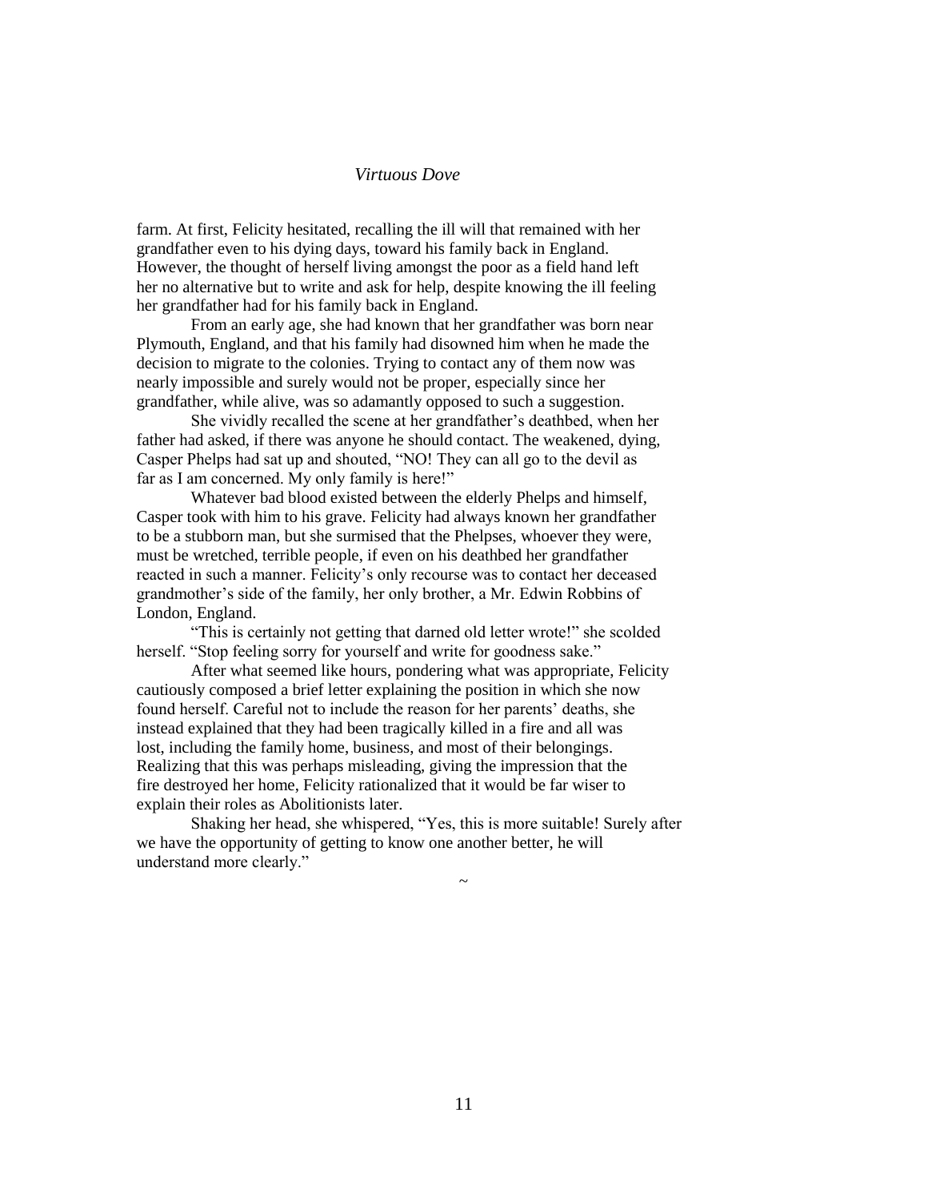farm. At first, Felicity hesitated, recalling the ill will that remained with her grandfather even to his dying days, toward his family back in England. However, the thought of herself living amongst the poor as a field hand left her no alternative but to write and ask for help, despite knowing the ill feeling her grandfather had for his family back in England.

From an early age, she had known that her grandfather was born near Plymouth, England, and that his family had disowned him when he made the decision to migrate to the colonies. Trying to contact any of them now was nearly impossible and surely would not be proper, especially since her grandfather, while alive, was so adamantly opposed to such a suggestion.

She vividly recalled the scene at her grandfather's deathbed, when her father had asked, if there was anyone he should contact. The weakened, dying, Casper Phelps had sat up and shouted, "NO! They can all go to the devil as far as I am concerned. My only family is here!"

Whatever bad blood existed between the elderly Phelps and himself, Casper took with him to his grave. Felicity had always known her grandfather to be a stubborn man, but she surmised that the Phelpses, whoever they were, must be wretched, terrible people, if even on his deathbed her grandfather reacted in such a manner. Felicity's only recourse was to contact her deceased grandmother's side of the family, her only brother, a Mr. Edwin Robbins of London, England.

"This is certainly not getting that darned old letter wrote!" she scolded herself. "Stop feeling sorry for yourself and write for goodness sake."

After what seemed like hours, pondering what was appropriate, Felicity cautiously composed a brief letter explaining the position in which she now found herself. Careful not to include the reason for her parents' deaths, she instead explained that they had been tragically killed in a fire and all was lost, including the family home, business, and most of their belongings. Realizing that this was perhaps misleading, giving the impression that the fire destroyed her home, Felicity rationalized that it would be far wiser to explain their roles as Abolitionists later.

Shaking her head, she whispered, "Yes, this is more suitable! Surely after we have the opportunity of getting to know one another better, he will understand more clearly."

~